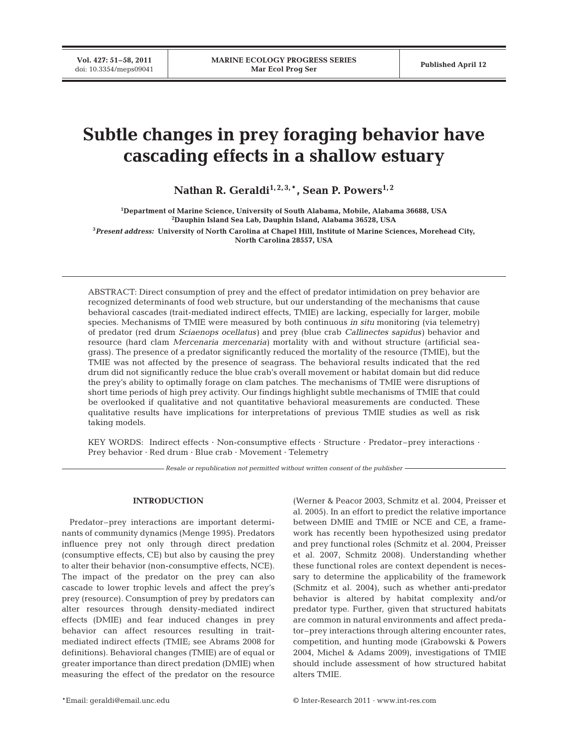# Subtle changes in prey foraging behavior have cascading effects in a shallow estuary

**Nathan R. Geraldi[1,2,3,*], Sean P. Powers[1,2]**

[1]Department of Marine Science, University of South Alabama, Mobile, Alabama 36688, USA
[2]Dauphin Island Sea Lab, Dauphin Island, Alabama 36528, USA
[3]*Present address:* University of North Carolina at Chapel Hill, Institute of Marine Sciences, Morehead City, North Carolina 28557, USA

ABSTRACT: Direct consumption of prey and the effect of predator intimidation on prey behavior are recognized determinants of food web structure, but our understanding of the mechanisms that cause behavioral cascades (trait-mediated indirect effects, TMIE) are lacking, especially for larger, mobile species. Mechanisms of TMIE were measured by both continuous *in situ* monitoring (via telemetry) of predator (red drum *Sciaenops ocellatus*) and prey (blue crab *Callinectes sapidus*) behavior and resource (hard clam *Mercenaria mercenaria*) mortality with and without structure (artificial seagrass). The presence of a predator significantly reduced the mortality of the resource (TMIE), but the TMIE was not affected by the presence of seagrass. The behavioral results indicated that the red drum did not significantly reduce the blue crab's overall movement or habitat domain but did reduce the prey's ability to optimally forage on clam patches. The mechanisms of TMIE were disruptions of short time periods of high prey activity. Our findings highlight subtle mechanisms of TMIE that could be overlooked if qualitative and not quantitative behavioral measurements are conducted. These qualitative results have implications for interpretations of previous TMIE studies as well as risk taking models.

KEY WORDS: Indirect effects · Non-consumptive effects · Structure · Predator–prey interactions · Prey behavior · Red drum · Blue crab · Movement · Telemetry

*Resale or republication not permitted without written consent of the publisher*

## INTRODUCTION

Predator–prey interactions are important determinants of community dynamics (Menge 1995). Predators influence prey not only through direct predation (consumptive effects, CE) but also by causing the prey to alter their behavior (non-consumptive effects, NCE). The impact of the predator on the prey can also cascade to lower trophic levels and affect the prey's prey (resource). Consumption of prey by predators can alter resources through density-mediated indirect effects (DMIE) and fear induced changes in prey behavior can affect resources resulting in trait-mediated indirect effects (TMIE; see Abrams 2008 for definitions). Behavioral changes (TMIE) are of equal or greater importance than direct predation (DMIE) when measuring the effect of the predator on the resource (Werner & Peacor 2003, Schmitz et al. 2004, Preisser et al. 2005). In an effort to predict the relative importance between DMIE and TMIE or NCE and CE, a framework has recently been hypothesized using predator and prey functional roles (Schmitz et al. 2004, Preisser et al. 2007, Schmitz 2008). Understanding whether these functional roles are context dependent is necessary to determine the applicability of the framework (Schmitz et al. 2004), such as whether anti-predator behavior is altered by habitat complexity and/or predator type. Further, given that structured habitats are common in natural environments and affect predator–prey interactions through altering encounter rates, competition, and hunting mode (Grabowski & Powers 2004, Michel & Adams 2009), investigations of TMIE should include assessment of how structured habitat alters TMIE.

*Email: geraldi@email.unc.edu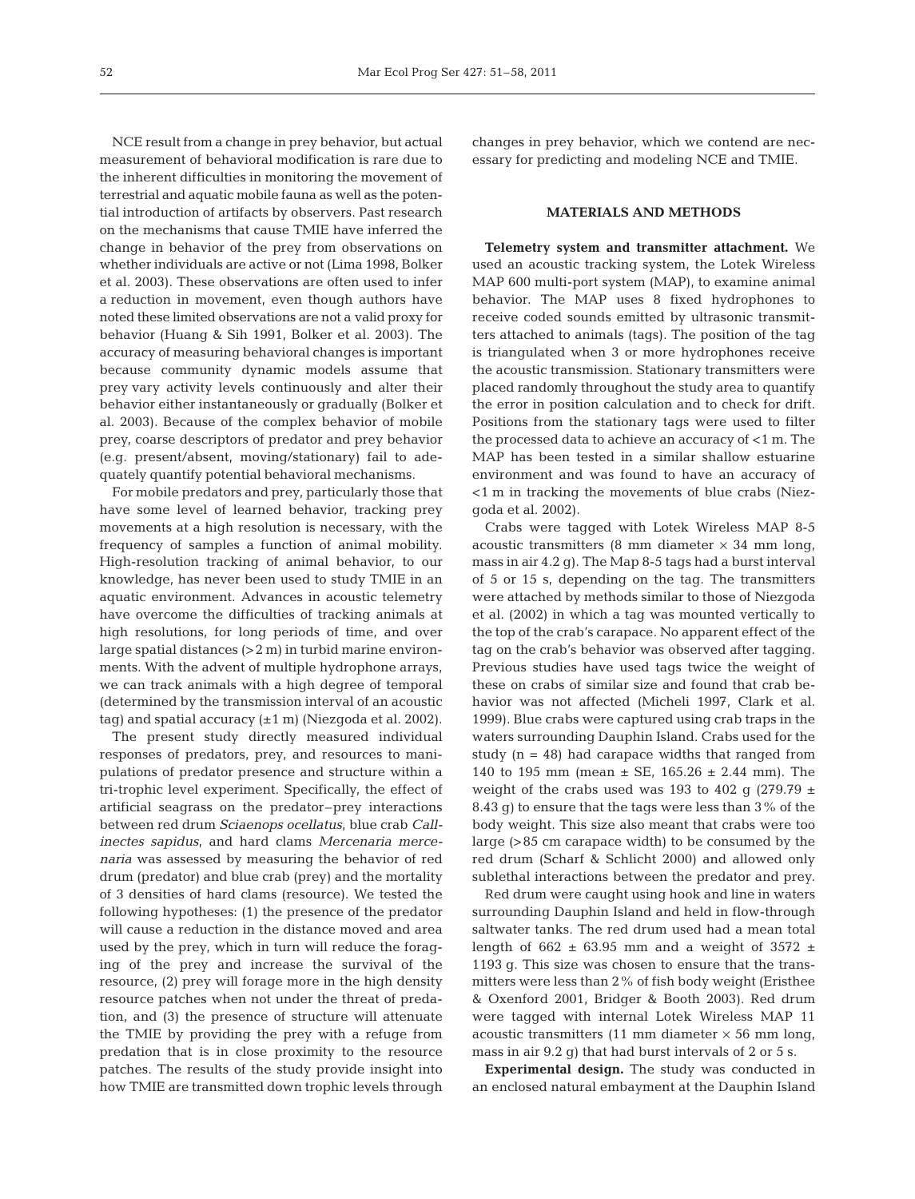NCE result from a change in prey behavior, but actual measurement of behavioral modification is rare due to the inherent difficulties in monitoring the movement of terrestrial and aquatic mobile fauna as well as the potential introduction of artifacts by observers. Past research on the mechanisms that cause TMIE have inferred the change in behavior of the prey from observations on whether individuals are active or not (Lima 1998, Bolker et al. 2003). These observations are often used to infer a reduction in movement, even though authors have noted these limited observations are not a valid proxy for behavior (Huang & Sih 1991, Bolker et al. 2003). The accuracy of measuring behavioral changes is important because community dynamic models assume that prey vary activity levels continuously and alter their behavior either instantaneously or gradually (Bolker et al. 2003). Because of the complex behavior of mobile prey, coarse descriptors of predator and prey behavior (e.g. present/absent, moving/stationary) fail to adequately quantify potential behavioral mechanisms.

For mobile predators and prey, particularly those that have some level of learned behavior, tracking prey movements at a high resolution is necessary, with the frequency of samples a function of animal mobility. High-resolution tracking of animal behavior, to our knowledge, has never been used to study TMIE in an aquatic environment. Advances in acoustic telemetry have overcome the difficulties of tracking animals at high resolutions, for long periods of time, and over large spatial distances (>2 m) in turbid marine environments. With the advent of multiple hydrophone arrays, we can track animals with a high degree of temporal (determined by the transmission interval of an acoustic tag) and spatial accuracy (±1 m) (Niezgoda et al. 2002).

The present study directly measured individual responses of predators, prey, and resources to manipulations of predator presence and structure within a tri-trophic level experiment. Specifically, the effect of artificial seagrass on the predator–prey interactions between red drum *Sciaenops ocellatus*, blue crab *Callinectes sapidus*, and hard clams *Mercenaria mercenaria* was assessed by measuring the behavior of red drum (predator) and blue crab (prey) and the mortality of 3 densities of hard clams (resource). We tested the following hypotheses: (1) the presence of the predator will cause a reduction in the distance moved and area used by the prey, which in turn will reduce the foraging of the prey and increase the survival of the resource, (2) prey will forage more in the high density resource patches when not under the threat of predation, and (3) the presence of structure will attenuate the TMIE by providing the prey with a refuge from predation that is in close proximity to the resource patches. The results of the study provide insight into how TMIE are transmitted down trophic levels through changes in prey behavior, which we contend are necessary for predicting and modeling NCE and TMIE.

## MATERIALS AND METHODS

**Telemetry system and transmitter attachment.** We used an acoustic tracking system, the Lotek Wireless MAP 600 multi-port system (MAP), to examine animal behavior. The MAP uses 8 fixed hydrophones to receive coded sounds emitted by ultrasonic transmitters attached to animals (tags). The position of the tag is triangulated when 3 or more hydrophones receive the acoustic transmission. Stationary transmitters were placed randomly throughout the study area to quantify the error in position calculation and to check for drift. Positions from the stationary tags were used to filter the processed data to achieve an accuracy of <1 m. The MAP has been tested in a similar shallow estuarine environment and was found to have an accuracy of <1 m in tracking the movements of blue crabs (Niezgoda et al. 2002).

Crabs were tagged with Lotek Wireless MAP 8-5 acoustic transmitters (8 mm diameter × 34 mm long, mass in air 4.2 g). The Map 8-5 tags had a burst interval of 5 or 15 s, depending on the tag. The transmitters were attached by methods similar to those of Niezgoda et al. (2002) in which a tag was mounted vertically to the top of the crab's carapace. No apparent effect of the tag on the crab's behavior was observed after tagging. Previous studies have used tags twice the weight of these on crabs of similar size and found that crab behavior was not affected (Micheli 1997, Clark et al. 1999). Blue crabs were captured using crab traps in the waters surrounding Dauphin Island. Crabs used for the study (n = 48) had carapace widths that ranged from 140 to 195 mm (mean ± SE, 165.26 ± 2.44 mm). The weight of the crabs used was 193 to 402 g (279.79 ± 8.43 g) to ensure that the tags were less than 3% of the body weight. This size also meant that crabs were too large (>85 cm carapace width) to be consumed by the red drum (Scharf & Schlicht 2000) and allowed only sublethal interactions between the predator and prey.

Red drum were caught using hook and line in waters surrounding Dauphin Island and held in flow-through saltwater tanks. The red drum used had a mean total length of 662 ± 63.95 mm and a weight of 3572 ± 1193 g. This size was chosen to ensure that the transmitters were less than 2% of fish body weight (Eristhee & Oxenford 2001, Bridger & Booth 2003). Red drum were tagged with internal Lotek Wireless MAP 11 acoustic transmitters (11 mm diameter × 56 mm long, mass in air 9.2 g) that had burst intervals of 2 or 5 s.

**Experimental design.** The study was conducted in an enclosed natural embayment at the Dauphin Island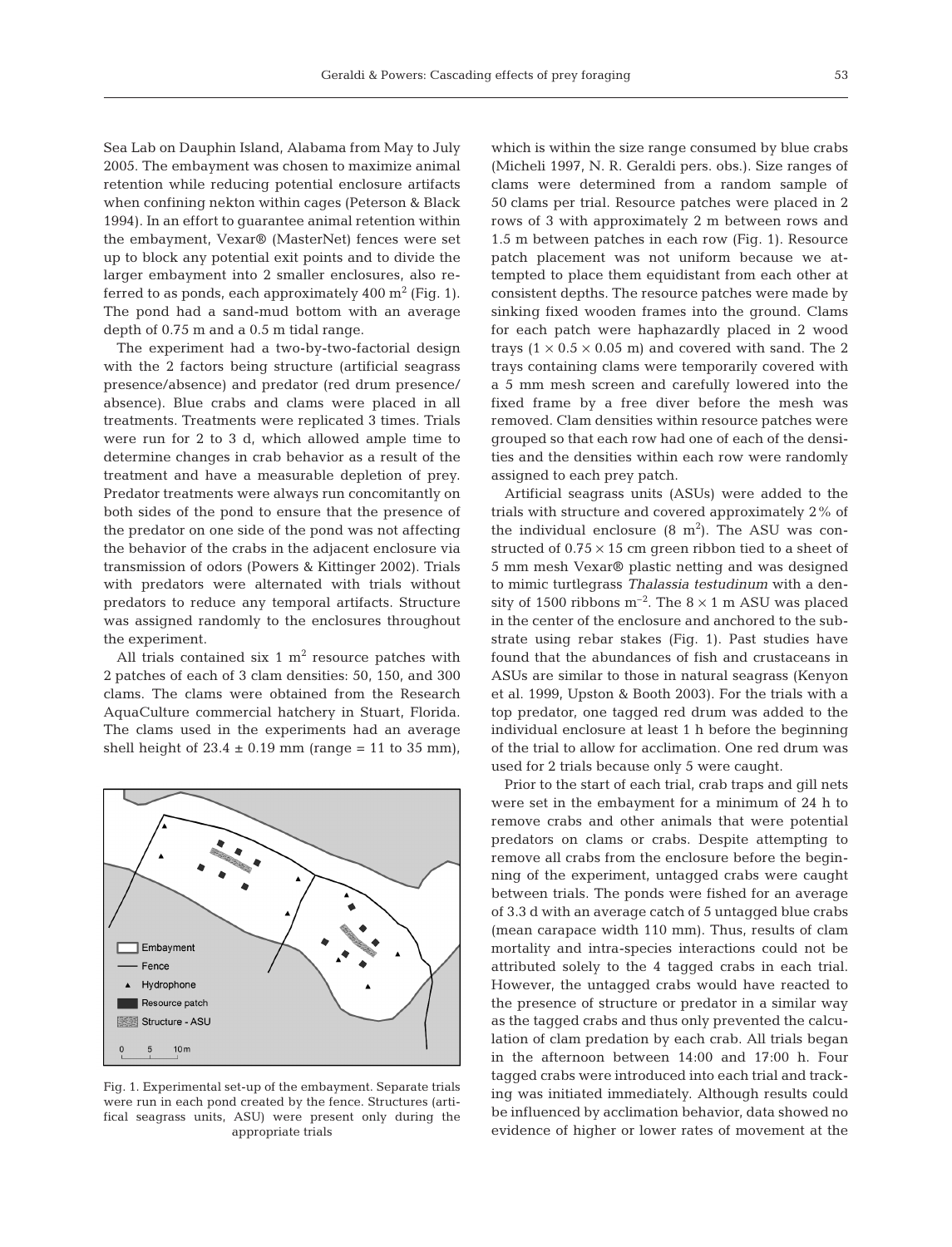Sea Lab on Dauphin Island, Alabama from May to July 2005. The embayment was chosen to maximize animal retention while reducing potential enclosure artifacts when confining nekton within cages (Peterson & Black 1994). In an effort to guarantee animal retention within the embayment, Vexar® (MasterNet) fences were set up to block any potential exit points and to divide the larger embayment into 2 smaller enclosures, also referred to as ponds, each approximately 400 $m^2$ (Fig. 1). The pond had a sand-mud bottom with an average depth of 0.75 m and a 0.5 m tidal range.

The experiment had a two-by-two-factorial design with the 2 factors being structure (artificial seagrass presence/absence) and predator (red drum presence/absence). Blue crabs and clams were placed in all treatments. Treatments were replicated 3 times. Trials were run for 2 to 3 d, which allowed ample time to determine changes in crab behavior as a result of the treatment and have a measurable depletion of prey. Predator treatments were always run concomitantly on both sides of the pond to ensure that the presence of the predator on one side of the pond was not affecting the behavior of the crabs in the adjacent enclosure via transmission of odors (Powers & Kittinger 2002). Trials with predators were alternated with trials without predators to reduce any temporal artifacts. Structure was assigned randomly to the enclosures throughout the experiment.

All trials contained six 1 $m^2$ resource patches with 2 patches of each of 3 clam densities: 50, 150, and 300 clams. The clams were obtained from the Research AquaCulture commercial hatchery in Stuart, Florida. The clams used in the experiments had an average shell height of $23.4 \pm 0.19$ mm (range = 11 to 35 mm), which is within the size range consumed by blue crabs (Micheli 1997, N. R. Geraldi pers. obs.). Size ranges of clams were determined from a random sample of 50 clams per trial. Resource patches were placed in 2 rows of 3 with approximately 2 m between rows and 1.5 m between patches in each row (Fig. 1). Resource patch placement was not uniform because we attempted to place them equidistant from each other at consistent depths. The resource patches were made by sinking fixed wooden frames into the ground. Clams for each patch were haphazardly placed in 2 wood trays ($1 \times 0.5 \times 0.05$ m) and covered with sand. The 2 trays containing clams were temporarily covered with a 5 mm mesh screen and carefully lowered into the fixed frame by a free diver before the mesh was removed. Clam densities within resource patches were grouped so that each row had one of each of the densities and the densities within each row were randomly assigned to each prey patch.

Fig. 1. Experimental set-up of the embayment. Separate trials were run in each pond created by the fence. Structures (artifical seagrass units, ASU) were present only during the appropriate trials

Artificial seagrass units (ASUs) were added to the trials with structure and covered approximately 2% of the individual enclosure (8 $m^2$). The ASU was constructed of $0.75 \times 15$ cm green ribbon tied to a sheet of 5 mm mesh Vexar® plastic netting and was designed to mimic turtlegrass *Thalassia testudinum* with a density of 1500 ribbons $m^{-2}$. The $8 \times 1$ m ASU was placed in the center of the enclosure and anchored to the substrate using rebar stakes (Fig. 1). Past studies have found that the abundances of fish and crustaceans in ASUs are similar to those in natural seagrass (Kenyon et al. 1999, Upston & Booth 2003). For the trials with a top predator, one tagged red drum was added to the individual enclosure at least 1 h before the beginning of the trial to allow for acclimation. One red drum was used for 2 trials because only 5 were caught.

Prior to the start of each trial, crab traps and gill nets were set in the embayment for a minimum of 24 h to remove crabs and other animals that were potential predators on clams or crabs. Despite attempting to remove all crabs from the enclosure before the beginning of the experiment, untagged crabs were caught between trials. The ponds were fished for an average of 3.3 d with an average catch of 5 untagged blue crabs (mean carapace width 110 mm). Thus, results of clam mortality and intra-species interactions could not be attributed solely to the 4 tagged crabs in each trial. However, the untagged crabs would have reacted to the presence of structure or predator in a similar way as the tagged crabs and thus only prevented the calculation of clam predation by each crab. All trials began in the afternoon between 14:00 and 17:00 h. Four tagged crabs were introduced into each trial and tracking was initiated immediately. Although results could be influenced by acclimation behavior, data showed no evidence of higher or lower rates of movement at the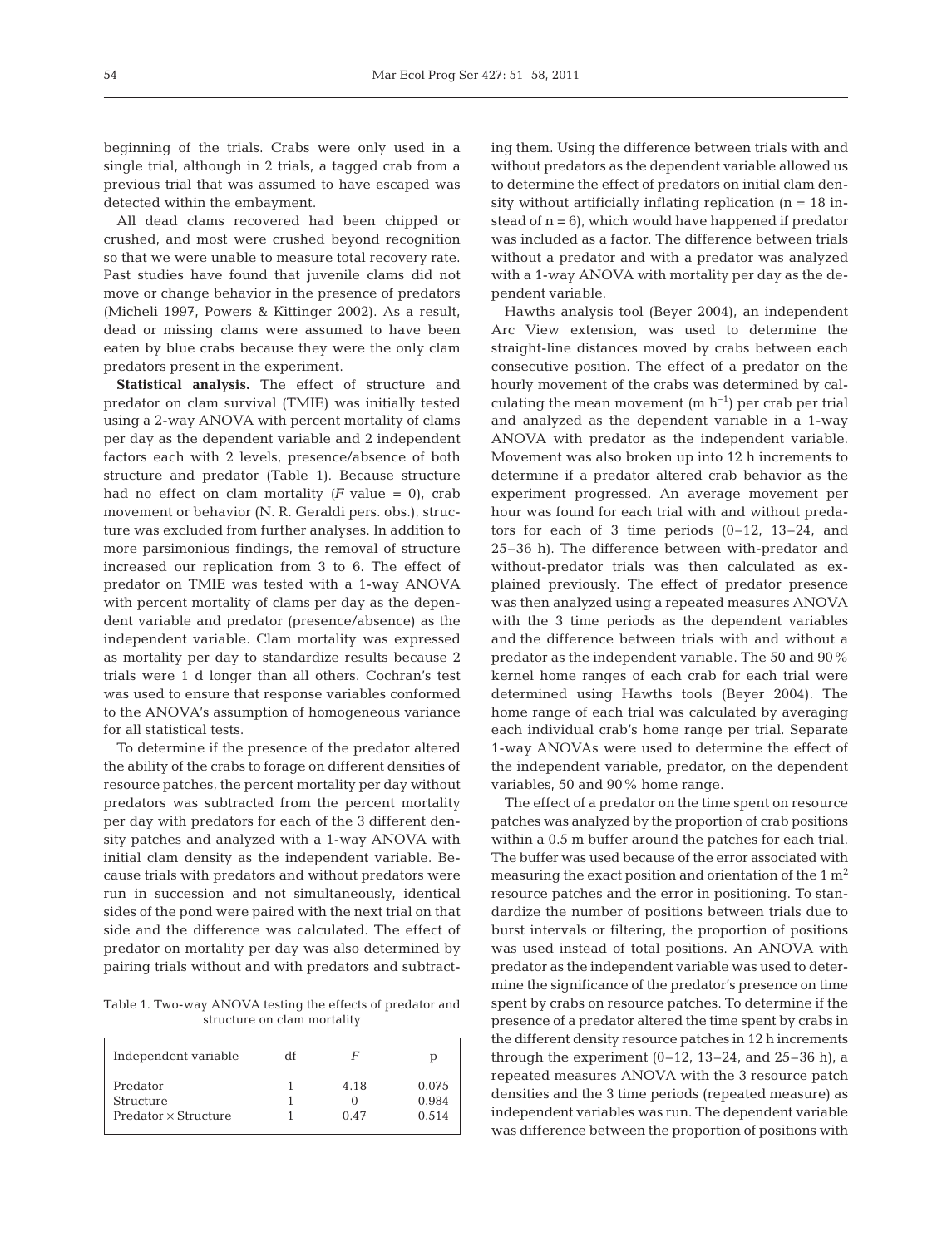beginning of the trials. Crabs were only used in a single trial, although in 2 trials, a tagged crab from a previous trial that was assumed to have escaped was detected within the embayment.

All dead clams recovered had been chipped or crushed, and most were crushed beyond recognition so that we were unable to measure total recovery rate. Past studies have found that juvenile clams did not move or change behavior in the presence of predators (Micheli 1997, Powers & Kittinger 2002). As a result, dead or missing clams were assumed to have been eaten by blue crabs because they were the only clam predators present in the experiment.

**Statistical analysis.** The effect of structure and predator on clam survival (TMIE) was initially tested using a 2-way ANOVA with percent mortality of clams per day as the dependent variable and 2 independent factors each with 2 levels, presence/absence of both structure and predator (Table 1). Because structure had no effect on clam mortality ($F$ value = 0), crab movement or behavior (N. R. Geraldi pers. obs.), structure was excluded from further analyses. In addition to more parsimonious findings, the removal of structure increased our replication from 3 to 6. The effect of predator on TMIE was tested with a 1-way ANOVA with percent mortality of clams per day as the dependent variable and predator (presence/absence) as the independent variable. Clam mortality was expressed as mortality per day to standardize results because 2 trials were 1 d longer than all others. Cochran's test was used to ensure that response variables conformed to the ANOVA's assumption of homogeneous variance for all statistical tests.

To determine if the presence of the predator altered the ability of the crabs to forage on different densities of resource patches, the percent mortality per day without predators was subtracted from the percent mortality per day with predators for each of the 3 different density patches and analyzed with a 1-way ANOVA with initial clam density as the independent variable. Because trials with predators and without predators were run in succession and not simultaneously, identical sides of the pond were paired with the next trial on that side and the difference was calculated. The effect of predator on mortality per day was also determined by pairing trials without and with predators and subtracting them. Using the difference between trials with and without predators as the dependent variable allowed us to determine the effect of predators on initial clam density without artificially inflating replication ($n = 18$ instead of $n = 6$), which would have happened if predator was included as a factor. The difference between trials without a predator and with a predator was analyzed with a 1-way ANOVA with mortality per day as the dependent variable.

Table 1. Two-way ANOVA testing the effects of predator and structure on clam mortality

| Independent variable | df | $F$ | p |
|---|---|---|---|
| Predator | 1 | 4.18 | 0.075 |
| Structure | 1 | 0 | 0.984 |
| Predator × Structure | 1 | 0.47 | 0.514 |

Hawths analysis tool (Beyer 2004), an independent Arc View extension, was used to determine the straight-line distances moved by crabs between each consecutive position. The effect of a predator on the hourly movement of the crabs was determined by calculating the mean movement (m $h^{-1}$) per crab per trial and analyzed as the dependent variable in a 1-way ANOVA with predator as the independent variable. Movement was also broken up into 12 h increments to determine if a predator altered crab behavior as the experiment progressed. An average movement per hour was found for each trial with and without predators for each of 3 time periods (0–12, 13–24, and 25–36 h). The difference between with-predator and without-predator trials was then calculated as explained previously. The effect of predator presence was then analyzed using a repeated measures ANOVA with the 3 time periods as the dependent variables and the difference between trials with and without a predator as the independent variable. The 50 and 90% kernel home ranges of each crab for each trial were determined using Hawths tools (Beyer 2004). The home range of each trial was calculated by averaging each individual crab's home range per trial. Separate 1-way ANOVAs were used to determine the effect of the independent variable, predator, on the dependent variables, 50 and 90% home range.

The effect of a predator on the time spent on resource patches was analyzed by the proportion of crab positions within a 0.5 m buffer around the patches for each trial. The buffer was used because of the error associated with measuring the exact position and orientation of the 1 $m^2$ resource patches and the error in positioning. To standardize the number of positions between trials due to burst intervals or filtering, the proportion of positions was used instead of total positions. An ANOVA with predator as the independent variable was used to determine the significance of the predator's presence on time spent by crabs on resource patches. To determine if the presence of a predator altered the time spent by crabs in the different density resource patches in 12 h increments through the experiment (0–12, 13–24, and 25–36 h), a repeated measures ANOVA with the 3 resource patch densities and the 3 time periods (repeated measure) as independent variables was run. The dependent variable was difference between the proportion of positions with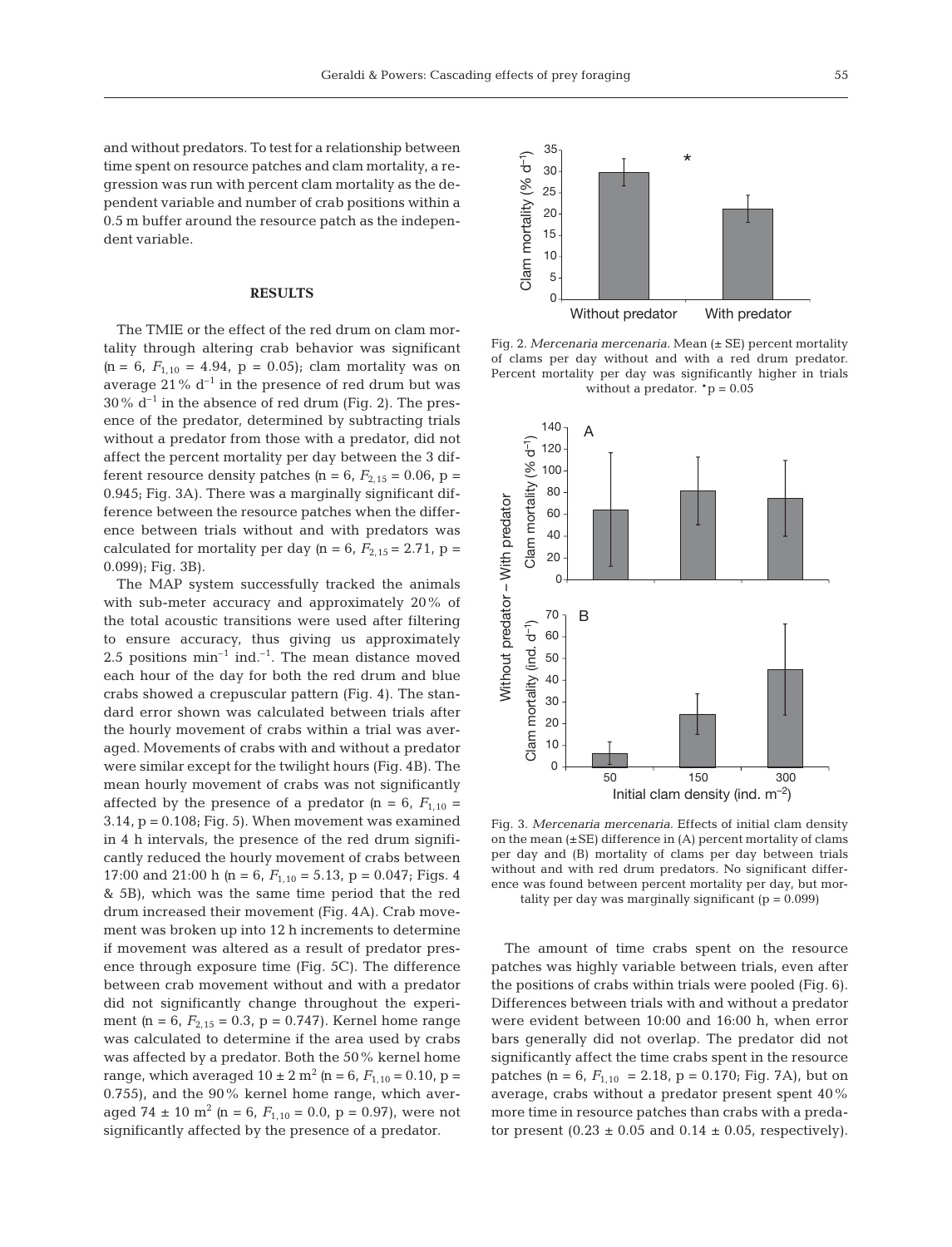and without predators. To test for a relationship between time spent on resource patches and clam mortality, a regression was run with percent clam mortality as the dependent variable and number of crab positions within a 0.5 m buffer around the resource patch as the independent variable.

## RESULTS

The TMIE or the effect of the red drum on clam mortality through altering crab behavior was significant (n = 6, $F_{1,10}$ = 4.94, p = 0.05); clam mortality was on average 21% $d^{-1}$ in the presence of red drum but was 30% $d^{-1}$ in the absence of red drum (Fig. 2). The presence of the predator, determined by subtracting trials without a predator from those with a predator, did not affect the percent mortality per day between the 3 different resource density patches (n = 6, $F_{2,15}$ = 0.06, p = 0.945; Fig. 3A). There was a marginally significant difference between the resource patches when the difference between trials without and with predators was calculated for mortality per day (n = 6, $F_{2,15}$ = 2.71, p = 0.099); Fig. 3B).

The MAP system successfully tracked the animals with sub-meter accuracy and approximately 20% of the total acoustic transitions were used after filtering to ensure accuracy, thus giving us approximately 2.5 positions $min^{-1}$ $ind.^{-1}$. The mean distance moved each hour of the day for both the red drum and blue crabs showed a crepuscular pattern (Fig. 4). The standard error shown was calculated between trials after the hourly movement of crabs within a trial was averaged. Movements of crabs with and without a predator were similar except for the twilight hours (Fig. 4B). The mean hourly movement of crabs was not significantly affected by the presence of a predator (n = 6, $F_{1,10}$ = 3.14, p = 0.108; Fig. 5). When movement was examined in 4 h intervals, the presence of the red drum significantly reduced the hourly movement of crabs between 17:00 and 21:00 h (n = 6, $F_{1,10}$ = 5.13, p = 0.047; Figs. 4 & 5B), which was the same time period that the red drum increased their movement (Fig. 4A). Crab movement was broken up into 12 h increments to determine if movement was altered as a result of predator presence through exposure time (Fig. 5C). The difference between crab movement without and with a predator did not significantly change throughout the experiment (n = 6, $F_{2,15}$ = 0.3, p = 0.747). Kernel home range was calculated to determine if the area used by crabs was affected by a predator. Both the 50% kernel home range, which averaged 10 ± 2 $m^2$ (n = 6, $F_{1,10}$ = 0.10, p = 0.755), and the 90% kernel home range, which averaged 74 ± 10 $m^2$ (n = 6, $F_{1,10}$ = 0.0, p = 0.97), were not significantly affected by the presence of a predator.

Fig. 2. *Mercenaria mercenaria.* Mean (± SE) percent mortality of clams per day without and with a red drum predator. Percent mortality per day was significantly higher in trials without a predator. *p = 0.05

Fig. 3. *Mercenaria mercenaria.* Effects of initial clam density on the mean (±SE) difference in (A) percent mortality of clams per day and (B) mortality of clams per day between trials without and with red drum predators. No significant difference was found between percent mortality per day, but mortality per day was marginally significant (p = 0.099)

The amount of time crabs spent on the resource patches was highly variable between trials, even after the positions of crabs within trials were pooled (Fig. 6). Differences between trials with and without a predator were evident between 10:00 and 16:00 h, when error bars generally did not overlap. The predator did not significantly affect the time crabs spent in the resource patches (n = 6, $F_{1,10}$ = 2.18, p = 0.170; Fig. 7A), but on average, crabs without a predator present spent 40% more time in resource patches than crabs with a predator present (0.23 ± 0.05 and 0.14 ± 0.05, respectively).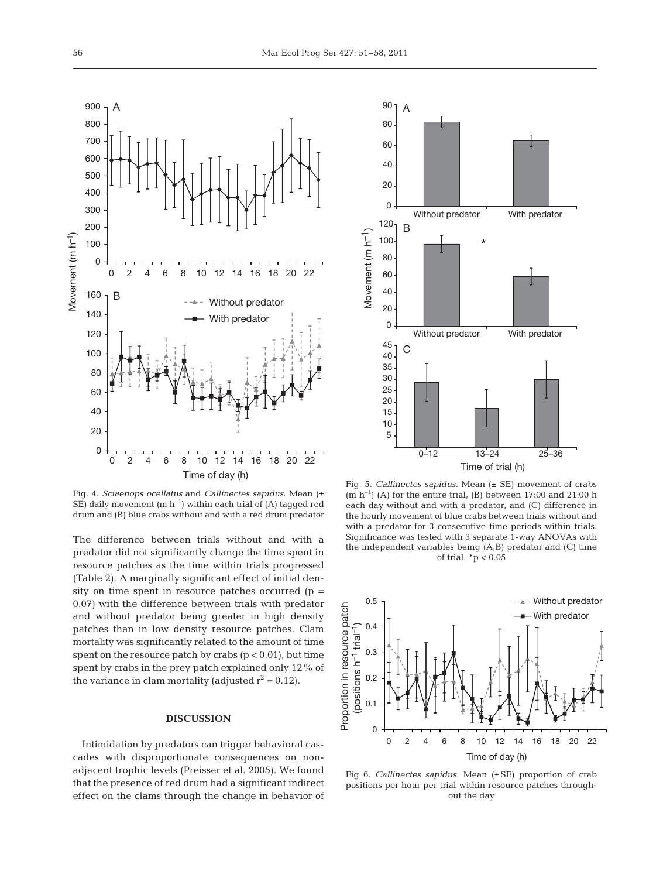Fig. 4. *Sciaenops ocellatus* and *Callinectes sapidus*. Mean (± SE) daily movement (m $h^{-1}$) within each trial of (A) tagged red drum and (B) blue crabs without and with a red drum predator

Fig. 5. *Callinectes sapidus*. Mean (± SE) movement of crabs (m $h^{-1}$) (A) for the entire trial, (B) between 17:00 and 21:00 h each day without and with a predator, and (C) difference in the hourly movement of blue crabs between trials without and with a predator for 3 consecutive time periods within trials. Significance was tested with 3 separate 1-way ANOVAs with the independent variables being (A,B) predator and (C) time of trial. *$p < 0.05$

The difference between trials without and with a predator did not significantly change the time spent in resource patches as the time within trials progressed (Table 2). A marginally significant effect of initial density on time spent in resource patches occurred ($p = 0.07$) with the difference between trials with predator and without predator being greater in high density patches than in low density resource patches. Clam mortality was significantly related to the amount of time spent on the resource patch by crabs ($p < 0.01$), but time spent by crabs in the prey patch explained only 12% of the variance in clam mortality (adjusted $r^2 = 0.12$).

Fig 6. *Callinectes sapidus*. Mean (±SE) proportion of crab positions per hour per trial within resource patches throughout the day

## DISCUSSION

Intimidation by predators can trigger behavioral cascades with disproportionate consequences on non-adjacent trophic levels (Preisser et al. 2005). We found that the presence of red drum had a significant indirect effect on the clams through the change in behavior of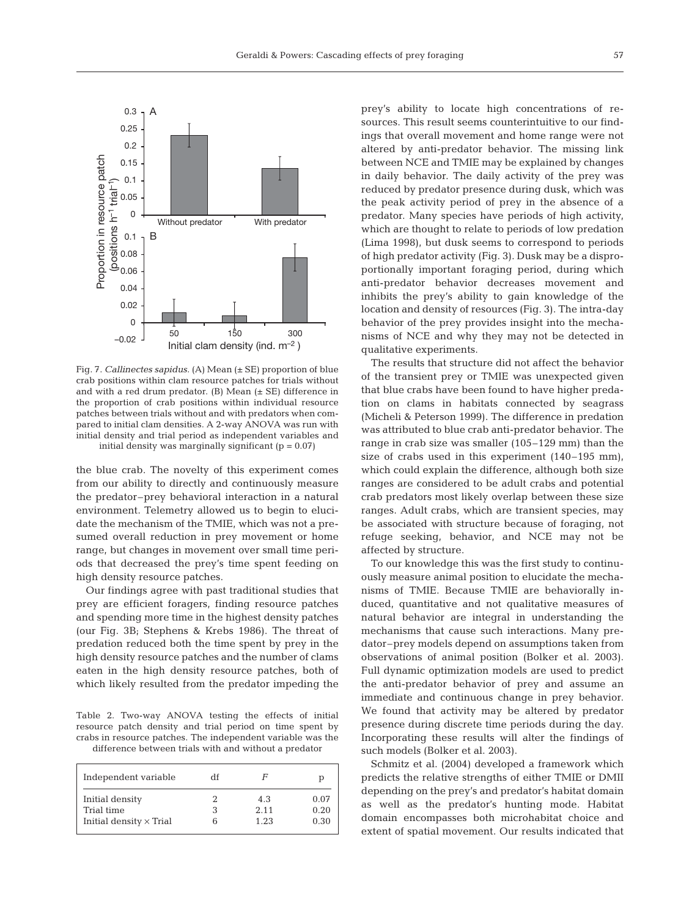Fig. 7. *Callinectes sapidus*. (A) Mean (± SE) proportion of blue crab positions within clam resource patches for trials without and with a red drum predator. (B) Mean (± SE) difference in the proportion of crab positions within individual resource patches between trials without and with predators when compared to initial clam densities. A 2-way ANOVA was run with initial density and trial period as independent variables and initial density was marginally significant ($p = 0.07$)

the blue crab. The novelty of this experiment comes from our ability to directly and continuously measure the predator–prey behavioral interaction in a natural environment. Telemetry allowed us to begin to elucidate the mechanism of the TMIE, which was not a presumed overall reduction in prey movement or home range, but changes in movement over small time periods that decreased the prey's time spent feeding on high density resource patches.

Our findings agree with past traditional studies that prey are efficient foragers, finding resource patches and spending more time in the highest density patches (our Fig. 3B; Stephens & Krebs 1986). The threat of predation reduced both the time spent by prey in the high density resource patches and the number of clams eaten in the high density resource patches, both of which likely resulted from the predator impeding the prey's ability to locate high concentrations of resources. This result seems counterintuitive to our findings that overall movement and home range were not altered by anti-predator behavior. The missing link between NCE and TMIE may be explained by changes in daily behavior. The daily activity of the prey was reduced by predator presence during dusk, which was the peak activity period of prey in the absence of a predator. Many species have periods of high activity, which are thought to relate to periods of low predation (Lima 1998), but dusk seems to correspond to periods of high predator activity (Fig. 3). Dusk may be a disproportionally important foraging period, during which anti-predator behavior decreases movement and inhibits the prey's ability to gain knowledge of the location and density of resources (Fig. 3). The intra-day behavior of the prey provides insight into the mechanisms of NCE and why they may not be detected in qualitative experiments.

Table 2. Two-way ANOVA testing the effects of initial resource patch density and trial period on time spent by crabs in resource patches. The independent variable was the difference between trials with and without a predator

| Independent variable | df | $F$ | p |
|---|---|---|---|
| Initial density | 2 | 4.3 | 0.07 |
| Trial time | 3 | 2.11 | 0.20 |
| Initial density × Trial | 6 | 1.23 | 0.30 |

The results that structure did not affect the behavior of the transient prey or TMIE was unexpected given that blue crabs have been found to have higher predation on clams in habitats connected by seagrass (Micheli & Peterson 1999). The difference in predation was attributed to blue crab anti-predator behavior. The range in crab size was smaller (105–129 mm) than the size of crabs used in this experiment (140–195 mm), which could explain the difference, although both size ranges are considered to be adult crabs and potential crab predators most likely overlap between these size ranges. Adult crabs, which are transient species, may be associated with structure because of foraging, not refuge seeking, behavior, and NCE may not be affected by structure.

To our knowledge this was the first study to continuously measure animal position to elucidate the mechanisms of TMIE. Because TMIE are behaviorally induced, quantitative and not qualitative measures of natural behavior are integral in understanding the mechanisms that cause such interactions. Many predator–prey models depend on assumptions taken from observations of animal position (Bolker et al. 2003). Full dynamic optimization models are used to predict the anti-predator behavior of prey and assume an immediate and continuous change in prey behavior. We found that activity may be altered by predator presence during discrete time periods during the day. Incorporating these results will alter the findings of such models (Bolker et al. 2003).

Schmitz et al. (2004) developed a framework which predicts the relative strengths of either TMIE or DMII depending on the prey's and predator's habitat domain as well as the predator's hunting mode. Habitat domain encompasses both microhabitat choice and extent of spatial movement. Our results indicated that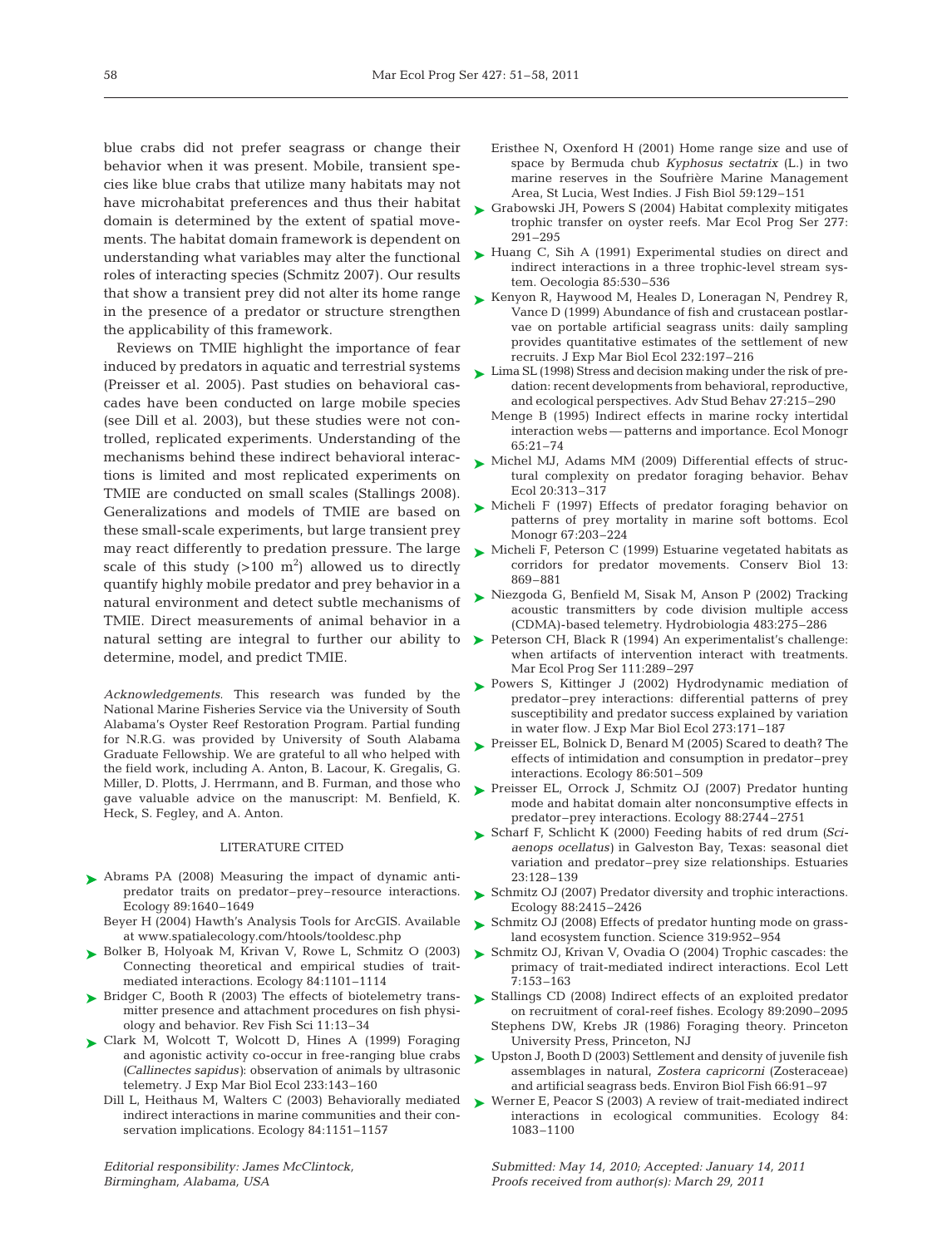blue crabs did not prefer seagrass or change their behavior when it was present. Mobile, transient species like blue crabs that utilize many habitats may not have microhabitat preferences and thus their habitat domain is determined by the extent of spatial movements. The habitat domain framework is dependent on understanding what variables may alter the functional roles of interacting species (Schmitz 2007). Our results that show a transient prey did not alter its home range in the presence of a predator or structure strengthen the applicability of this framework.

Reviews on TMIE highlight the importance of fear induced by predators in aquatic and terrestrial systems (Preisser et al. 2005). Past studies on behavioral cascades have been conducted on large mobile species (see Dill et al. 2003), but these studies were not controlled, replicated experiments. Understanding of the mechanisms behind these indirect behavioral interactions is limited and most replicated experiments on TMIE are conducted on small scales (Stallings 2008). Generalizations and models of TMIE are based on these small-scale experiments, but large transient prey may react differently to predation pressure. The large scale of this study (>100 $m^2$) allowed us to directly quantify highly mobile predator and prey behavior in a natural environment and detect subtle mechanisms of TMIE. Direct measurements of animal behavior in a natural setting are integral to further our ability to determine, model, and predict TMIE.

*Acknowledgements.* This research was funded by the National Marine Fisheries Service via the University of South Alabama's Oyster Reef Restoration Program. Partial funding for N.R.G. was provided by University of South Alabama Graduate Fellowship. We are grateful to all who helped with the field work, including A. Anton, B. Lacour, K. Gregalis, G. Miller, D. Plotts, J. Herrmann, and B. Furman, and those who gave valuable advice on the manuscript: M. Benfield, K. Heck, S. Fegley, and A. Anton.

## LITERATURE CITED

- Abrams PA (2008) Measuring the impact of dynamic antipredator traits on predator–prey–resource interactions. Ecology 89:1640–1649
- Beyer H (2004) Hawth's Analysis Tools for ArcGIS. Available at www.spatialecology.com/htools/tooldesc.php
- Bolker B, Holyoak M, Krivan V, Rowe L, Schmitz O (2003) Connecting theoretical and empirical studies of trait-mediated interactions. Ecology 84:1101–1114
- Bridger C, Booth R (2003) The effects of biotelemetry transmitter presence and attachment procedures on fish physiology and behavior. Rev Fish Sci 11:13–34
- Clark M, Wolcott T, Wolcott D, Hines A (1999) Foraging and agonistic activity co-occur in free-ranging blue crabs (*Callinectes sapidus*): observation of animals by ultrasonic telemetry. J Exp Mar Biol Ecol 233:143–160
- Dill L, Heithaus M, Walters C (2003) Behaviorally mediated indirect interactions in marine communities and their conservation implications. Ecology 84:1151–1157
- Eristhee N, Oxenford H (2001) Home range size and use of space by Bermuda chub *Kyphosus sectatrix* (L.) in two marine reserves in the Soufrière Marine Management Area, St Lucia, West Indies. J Fish Biol 59:129–151
- Grabowski JH, Powers S (2004) Habitat complexity mitigates trophic transfer on oyster reefs. Mar Ecol Prog Ser 277: 291–295
- Huang C, Sih A (1991) Experimental studies on direct and indirect interactions in a three trophic-level stream system. Oecologia 85:530–536
- Kenyon R, Haywood M, Heales D, Loneragan N, Pendrey R, Vance D (1999) Abundance of fish and crustacean postlarvae on portable artificial seagrass units: daily sampling provides quantitative estimates of the settlement of new recruits. J Exp Mar Biol Ecol 232:197–216
- Lima SL (1998) Stress and decision making under the risk of predation: recent developments from behavioral, reproductive, and ecological perspectives. Adv Stud Behav 27:215–290
- Menge B (1995) Indirect effects in marine rocky intertidal interaction webs — patterns and importance. Ecol Monogr 65:21–74
- Michel MJ, Adams MM (2009) Differential effects of structural complexity on predator foraging behavior. Behav Ecol 20:313–317
- Micheli F (1997) Effects of predator foraging behavior on patterns of prey mortality in marine soft bottoms. Ecol Monogr 67:203–224
- Micheli F, Peterson C (1999) Estuarine vegetated habitats as corridors for predator movements. Conserv Biol 13: 869–881
- Niezgoda G, Benfield M, Sisak M, Anson P (2002) Tracking acoustic transmitters by code division multiple access (CDMA)-based telemetry. Hydrobiologia 483:275–286
- Peterson CH, Black R (1994) An experimentalist's challenge: when artifacts of intervention interact with treatments. Mar Ecol Prog Ser 111:289–297
- Powers S, Kittinger J (2002) Hydrodynamic mediation of predator–prey interactions: differential patterns of prey susceptibility and predator success explained by variation in water flow. J Exp Mar Biol Ecol 273:171–187
- Preisser EL, Bolnick D, Benard M (2005) Scared to death? The effects of intimidation and consumption in predator–prey interactions. Ecology 86:501–509
- Preisser EL, Orrock J, Schmitz OJ (2007) Predator hunting mode and habitat domain alter nonconsumptive effects in predator–prey interactions. Ecology 88:2744–2751
- Scharf F, Schlicht K (2000) Feeding habits of red drum (*Sciaenops ocellatus*) in Galveston Bay, Texas: seasonal diet variation and predator–prey size relationships. Estuaries 23:128–139
- Schmitz OJ (2007) Predator diversity and trophic interactions. Ecology 88:2415–2426
- Schmitz OJ (2008) Effects of predator hunting mode on grassland ecosystem function. Science 319:952–954
- Schmitz OJ, Krivan V, Ovadia O (2004) Trophic cascades: the primacy of trait-mediated indirect interactions. Ecol Lett 7:153–163
- Stallings CD (2008) Indirect effects of an exploited predator on recruitment of coral-reef fishes. Ecology 89:2090–2095
- Stephens DW, Krebs JR (1986) Foraging theory. Princeton University Press, Princeton, NJ
- Upston J, Booth D (2003) Settlement and density of juvenile fish assemblages in natural, *Zostera capricorni* (Zosteraceae) and artificial seagrass beds. Environ Biol Fish 66:91–97
- Werner E, Peacor S (2003) A review of trait-mediated indirect interactions in ecological communities. Ecology 84: 1083–1100

*Editorial responsibility: James McClintock, Birmingham, Alabama, USA*

*Submitted: May 14, 2010; Accepted: January 14, 2011*
*Proofs received from author(s): March 29, 2011*